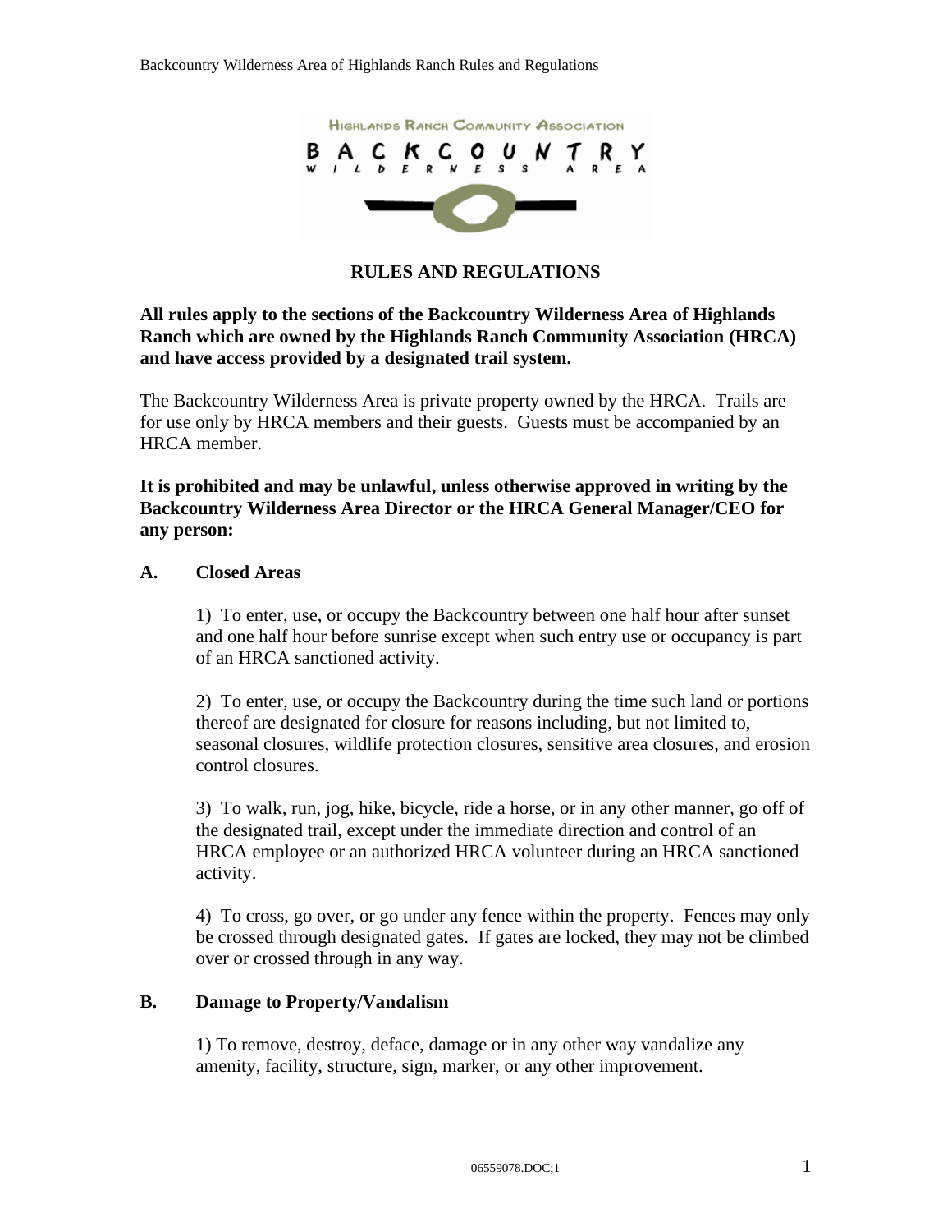# RULES AND REGULATIONS

**All rules apply to the sections of the Backcountry Wilderness Area of Highlands Ranch which are owned by the Highlands Ranch Community Association (HRCA) and have access provided by a designated trail system.**

The Backcountry Wilderness Area is private property owned by the HRCA. Trails are for use only by HRCA members and their guests. Guests must be accompanied by an HRCA member.

**It is prohibited and may be unlawful, unless otherwise approved in writing by the Backcountry Wilderness Area Director or the HRCA General Manager/CEO for any person:**

## A. Closed Areas

1) To enter, use, or occupy the Backcountry between one half hour after sunset and one half hour before sunrise except when such entry use or occupancy is part of an HRCA sanctioned activity.

2) To enter, use, or occupy the Backcountry during the time such land or portions thereof are designated for closure for reasons including, but not limited to, seasonal closures, wildlife protection closures, sensitive area closures, and erosion control closures.

3) To walk, run, jog, hike, bicycle, ride a horse, or in any other manner, go off of the designated trail, except under the immediate direction and control of an HRCA employee or an authorized HRCA volunteer during an HRCA sanctioned activity.

4) To cross, go over, or go under any fence within the property. Fences may only be crossed through designated gates. If gates are locked, they may not be climbed over or crossed through in any way.

## B. Damage to Property/Vandalism

1) To remove, destroy, deface, damage or in any other way vandalize any amenity, facility, structure, sign, marker, or any other improvement.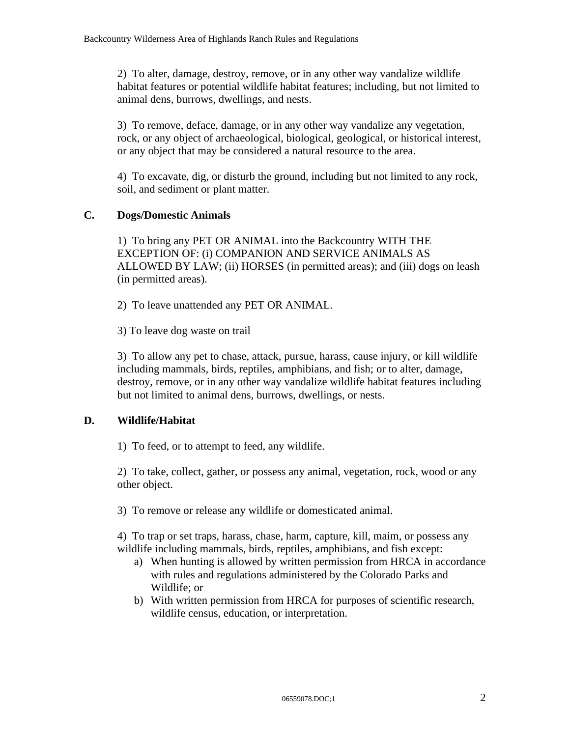2) To alter, damage, destroy, remove, or in any other way vandalize wildlife habitat features or potential wildlife habitat features; including, but not limited to animal dens, burrows, dwellings, and nests.

3) To remove, deface, damage, or in any other way vandalize any vegetation, rock, or any object of archaeological, biological, geological, or historical interest, or any object that may be considered a natural resource to the area.

4) To excavate, dig, or disturb the ground, including but not limited to any rock, soil, and sediment or plant matter.

**C. Dogs/Domestic Animals**

1) To bring any PET OR ANIMAL into the Backcountry WITH THE EXCEPTION OF: (i) COMPANION AND SERVICE ANIMALS AS ALLOWED BY LAW; (ii) HORSES (in permitted areas); and (iii) dogs on leash (in permitted areas).

2) To leave unattended any PET OR ANIMAL.

3) To leave dog waste on trail

3) To allow any pet to chase, attack, pursue, harass, cause injury, or kill wildlife including mammals, birds, reptiles, amphibians, and fish; or to alter, damage, destroy, remove, or in any other way vandalize wildlife habitat features including but not limited to animal dens, burrows, dwellings, or nests.

**D. Wildlife/Habitat**

1) To feed, or to attempt to feed, any wildlife.

2) To take, collect, gather, or possess any animal, vegetation, rock, wood or any other object.

3) To remove or release any wildlife or domesticated animal.

4) To trap or set traps, harass, chase, harm, capture, kill, maim, or possess any wildlife including mammals, birds, reptiles, amphibians, and fish except:

a) When hunting is allowed by written permission from HRCA in accordance with rules and regulations administered by the Colorado Parks and Wildlife; or

b) With written permission from HRCA for purposes of scientific research, wildlife census, education, or interpretation.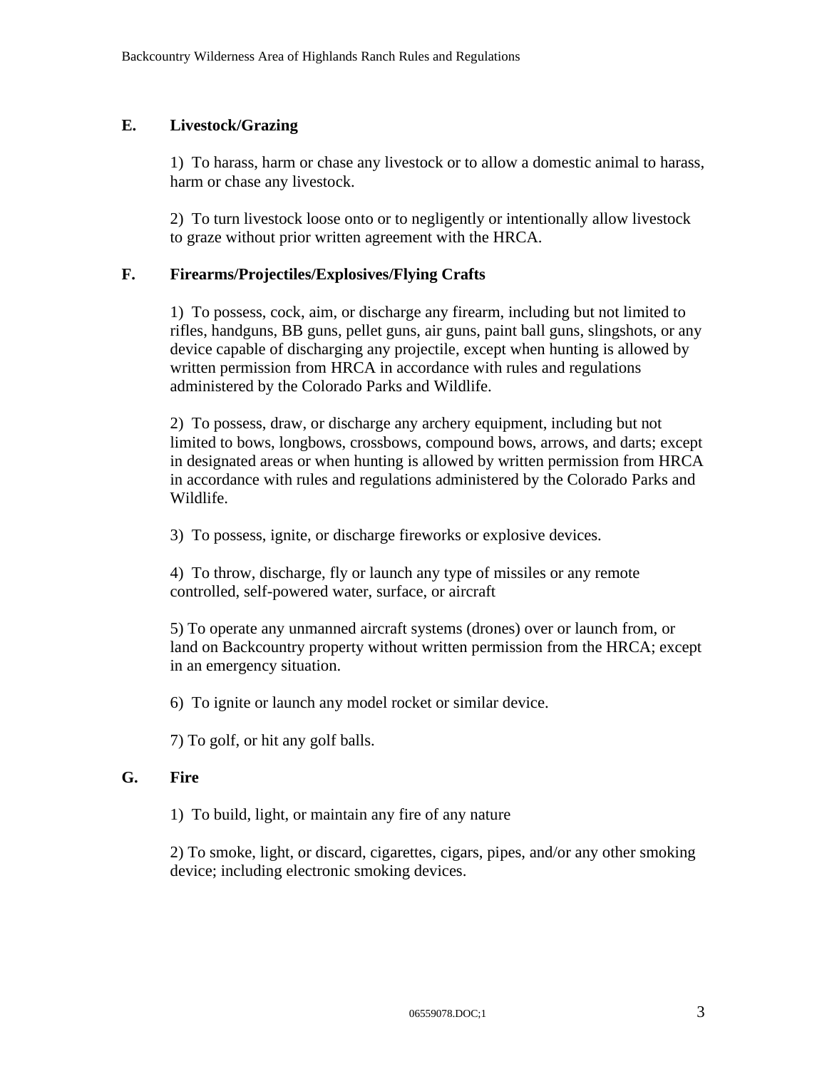## E. Livestock/Grazing

1) To harass, harm or chase any livestock or to allow a domestic animal to harass, harm or chase any livestock.

2) To turn livestock loose onto or to negligently or intentionally allow livestock to graze without prior written agreement with the HRCA.

## F. Firearms/Projectiles/Explosives/Flying Crafts

1) To possess, cock, aim, or discharge any firearm, including but not limited to rifles, handguns, BB guns, pellet guns, air guns, paint ball guns, slingshots, or any device capable of discharging any projectile, except when hunting is allowed by written permission from HRCA in accordance with rules and regulations administered by the Colorado Parks and Wildlife.

2) To possess, draw, or discharge any archery equipment, including but not limited to bows, longbows, crossbows, compound bows, arrows, and darts; except in designated areas or when hunting is allowed by written permission from HRCA in accordance with rules and regulations administered by the Colorado Parks and Wildlife.

3) To possess, ignite, or discharge fireworks or explosive devices.

4) To throw, discharge, fly or launch any type of missiles or any remote controlled, self-powered water, surface, or aircraft

5) To operate any unmanned aircraft systems (drones) over or launch from, or land on Backcountry property without written permission from the HRCA; except in an emergency situation.

6) To ignite or launch any model rocket or similar device.

7) To golf, or hit any golf balls.

## G. Fire

1) To build, light, or maintain any fire of any nature

2) To smoke, light, or discard, cigarettes, cigars, pipes, and/or any other smoking device; including electronic smoking devices.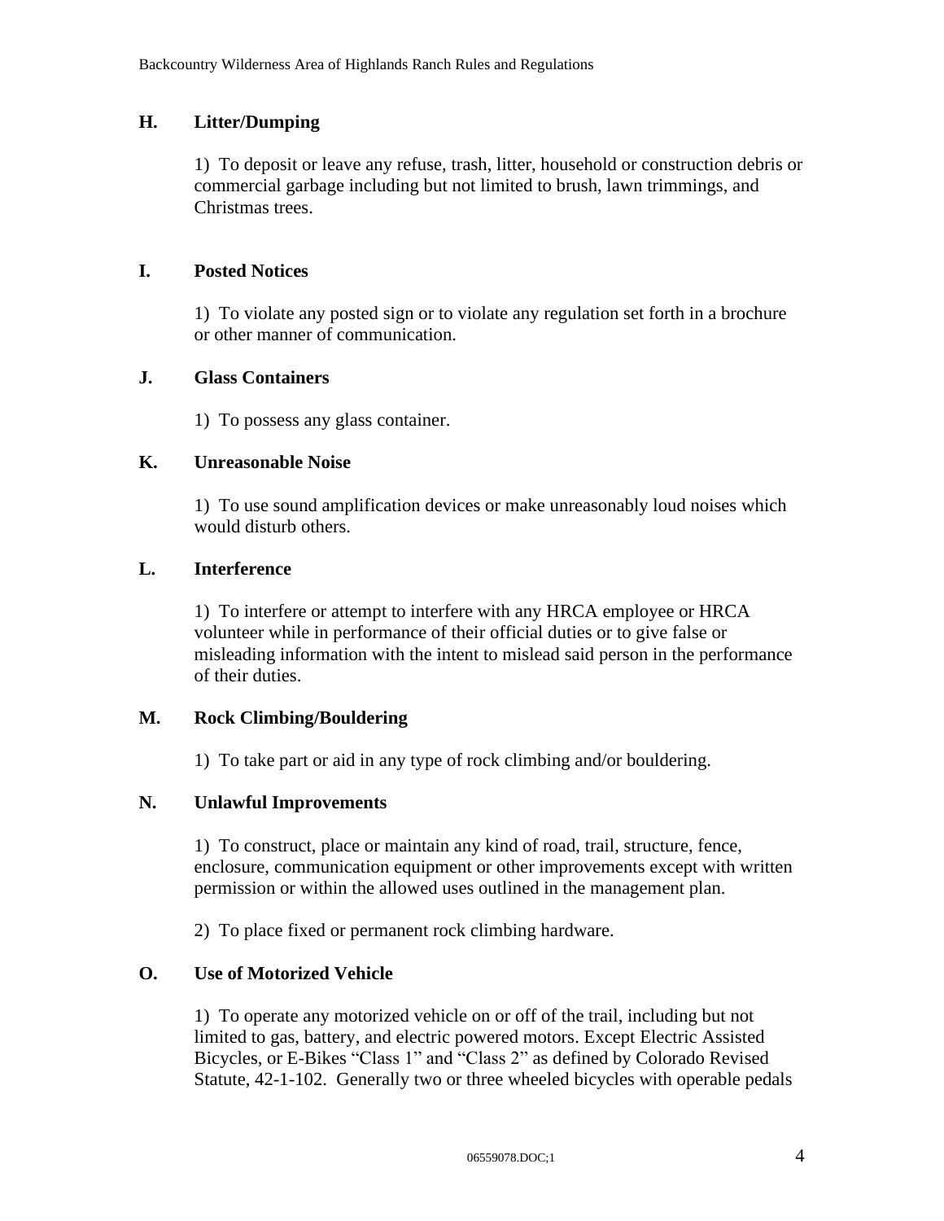## H. Litter/Dumping

1) To deposit or leave any refuse, trash, litter, household or construction debris or commercial garbage including but not limited to brush, lawn trimmings, and Christmas trees.

## I. Posted Notices

1) To violate any posted sign or to violate any regulation set forth in a brochure or other manner of communication.

## J. Glass Containers

1) To possess any glass container.

## K. Unreasonable Noise

1) To use sound amplification devices or make unreasonably loud noises which would disturb others.

## L. Interference

1) To interfere or attempt to interfere with any HRCA employee or HRCA volunteer while in performance of their official duties or to give false or misleading information with the intent to mislead said person in the performance of their duties.

## M. Rock Climbing/Bouldering

1) To take part or aid in any type of rock climbing and/or bouldering.

## N. Unlawful Improvements

1) To construct, place or maintain any kind of road, trail, structure, fence, enclosure, communication equipment or other improvements except with written permission or within the allowed uses outlined in the management plan.

2) To place fixed or permanent rock climbing hardware.

## O. Use of Motorized Vehicle

1) To operate any motorized vehicle on or off of the trail, including but not limited to gas, battery, and electric powered motors. Except Electric Assisted Bicycles, or E-Bikes "Class 1" and "Class 2" as defined by Colorado Revised Statute, 42-1-102. Generally two or three wheeled bicycles with operable pedals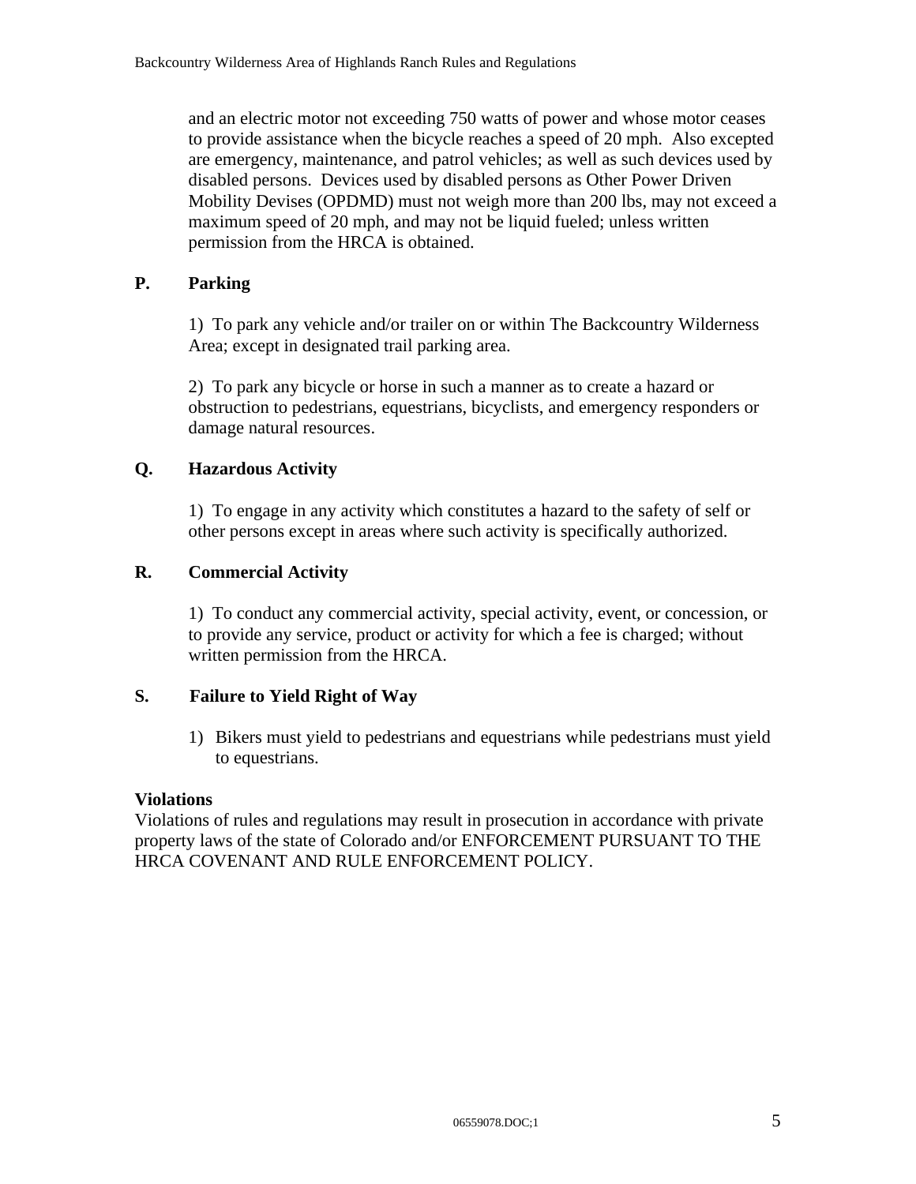and an electric motor not exceeding 750 watts of power and whose motor ceases to provide assistance when the bicycle reaches a speed of 20 mph. Also excepted are emergency, maintenance, and patrol vehicles; as well as such devices used by disabled persons. Devices used by disabled persons as Other Power Driven Mobility Devises (OPDMD) must not weigh more than 200 lbs, may not exceed a maximum speed of 20 mph, and may not be liquid fueled; unless written permission from the HRCA is obtained.

**P. Parking**

1) To park any vehicle and/or trailer on or within The Backcountry Wilderness Area; except in designated trail parking area.

2) To park any bicycle or horse in such a manner as to create a hazard or obstruction to pedestrians, equestrians, bicyclists, and emergency responders or damage natural resources.

**Q. Hazardous Activity**

1) To engage in any activity which constitutes a hazard to the safety of self or other persons except in areas where such activity is specifically authorized.

**R. Commercial Activity**

1) To conduct any commercial activity, special activity, event, or concession, or to provide any service, product or activity for which a fee is charged; without written permission from the HRCA.

**S. Failure to Yield Right of Way**

1) Bikers must yield to pedestrians and equestrians while pedestrians must yield to equestrians.

**Violations**

Violations of rules and regulations may result in prosecution in accordance with private property laws of the state of Colorado and/or ENFORCEMENT PURSUANT TO THE HRCA COVENANT AND RULE ENFORCEMENT POLICY.